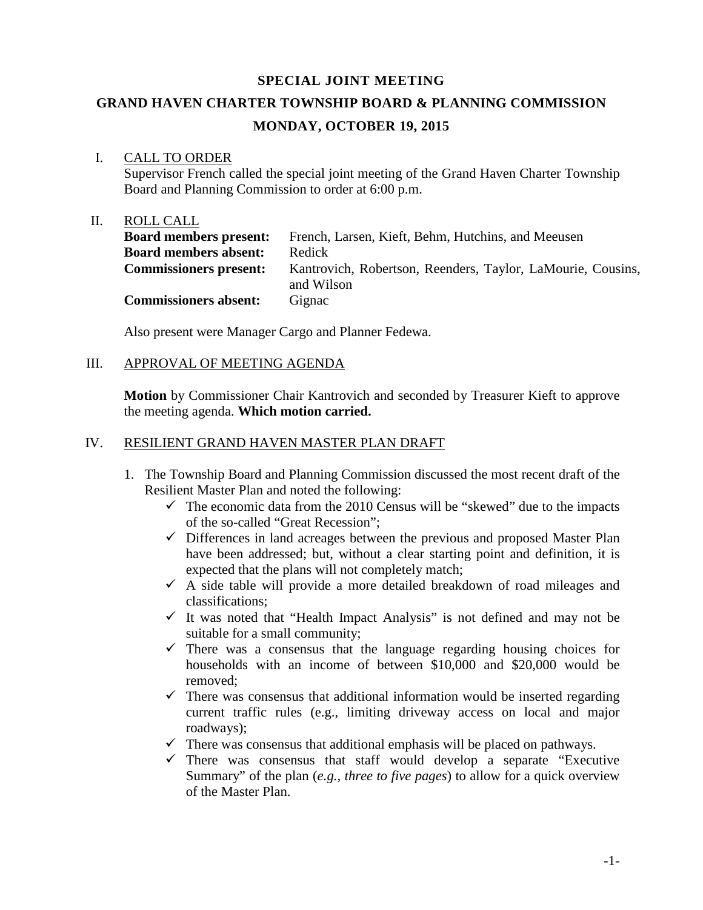**SPECIAL JOINT MEETING**

**GRAND HAVEN CHARTER TOWNSHIP BOARD & PLANNING COMMISSION**

**MONDAY, OCTOBER 19, 2015**

I. CALL TO ORDER

Supervisor French called the special joint meeting of the Grand Haven Charter Township Board and Planning Commission to order at 6:00 p.m.

II. ROLL CALL

**Board members present:** French, Larsen, Kieft, Behm, Hutchins, and Meeusen
**Board members absent:** Redick
**Commissioners present:** Kantrovich, Robertson, Reenders, Taylor, LaMourie, Cousins, and Wilson
**Commissioners absent:** Gignac

Also present were Manager Cargo and Planner Fedewa.

III. APPROVAL OF MEETING AGENDA

**Motion** by Commissioner Chair Kantrovich and seconded by Treasurer Kieft to approve the meeting agenda. **Which motion carried.**

IV. RESILIENT GRAND HAVEN MASTER PLAN DRAFT

1. The Township Board and Planning Commission discussed the most recent draft of the Resilient Master Plan and noted the following:
   - ✓ The economic data from the 2010 Census will be "skewed" due to the impacts of the so-called "Great Recession";
   - ✓ Differences in land acreages between the previous and proposed Master Plan have been addressed; but, without a clear starting point and definition, it is expected that the plans will not completely match;
   - ✓ A side table will provide a more detailed breakdown of road mileages and classifications;
   - ✓ It was noted that "Health Impact Analysis" is not defined and may not be suitable for a small community;
   - ✓ There was a consensus that the language regarding housing choices for households with an income of between $10,000 and $20,000 would be removed;
   - ✓ There was consensus that additional information would be inserted regarding current traffic rules (e.g., limiting driveway access on local and major roadways);
   - ✓ There was consensus that additional emphasis will be placed on pathways.
   - ✓ There was consensus that staff would develop a separate "Executive Summary" of the plan (*e.g., three to five pages*) to allow for a quick overview of the Master Plan.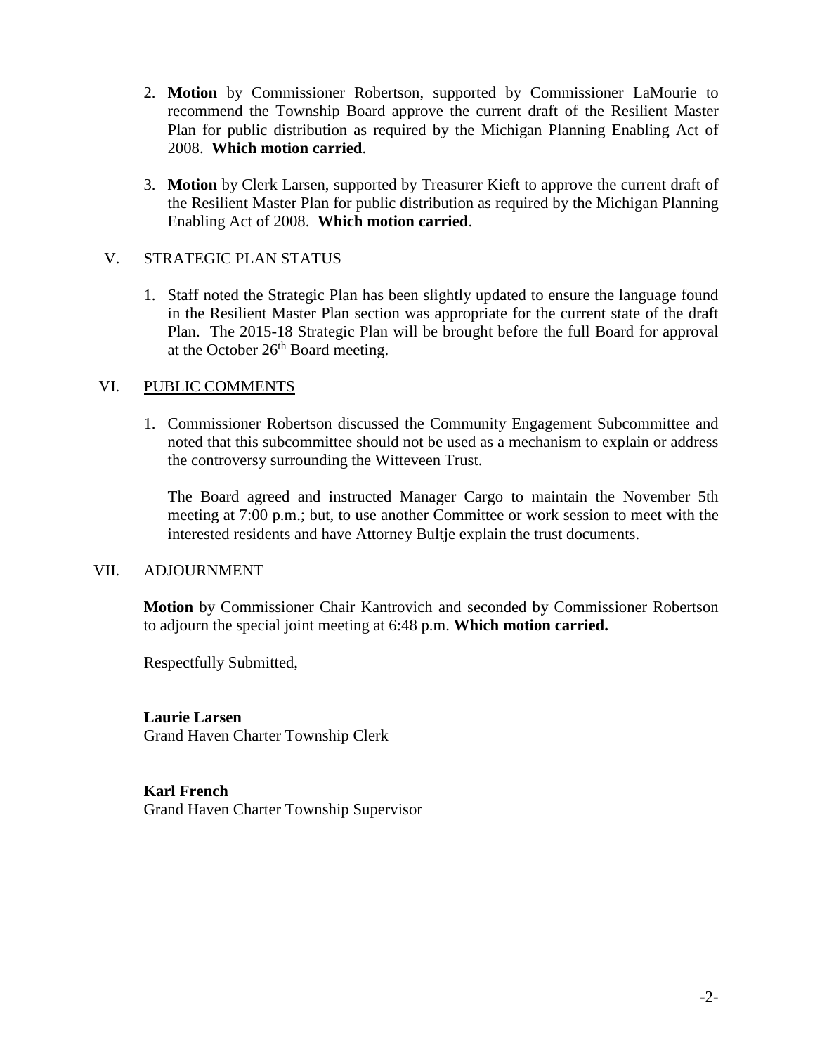2. **Motion** by Commissioner Robertson, supported by Commissioner LaMourie to recommend the Township Board approve the current draft of the Resilient Master Plan for public distribution as required by the Michigan Planning Enabling Act of 2008. **Which motion carried**.

3. **Motion** by Clerk Larsen, supported by Treasurer Kieft to approve the current draft of the Resilient Master Plan for public distribution as required by the Michigan Planning Enabling Act of 2008. **Which motion carried**.

V. STRATEGIC PLAN STATUS

1. Staff noted the Strategic Plan has been slightly updated to ensure the language found in the Resilient Master Plan section was appropriate for the current state of the draft Plan. The 2015-18 Strategic Plan will be brought before the full Board for approval at the October 26th Board meeting.

VI. PUBLIC COMMENTS

1. Commissioner Robertson discussed the Community Engagement Subcommittee and noted that this subcommittee should not be used as a mechanism to explain or address the controversy surrounding the Witteveen Trust.

   The Board agreed and instructed Manager Cargo to maintain the November 5th meeting at 7:00 p.m.; but, to use another Committee or work session to meet with the interested residents and have Attorney Bultje explain the trust documents.

VII. ADJOURNMENT

**Motion** by Commissioner Chair Kantrovich and seconded by Commissioner Robertson to adjourn the special joint meeting at 6:48 p.m. **Which motion carried.**

Respectfully Submitted,

**Laurie Larsen**
Grand Haven Charter Township Clerk

**Karl French**
Grand Haven Charter Township Supervisor